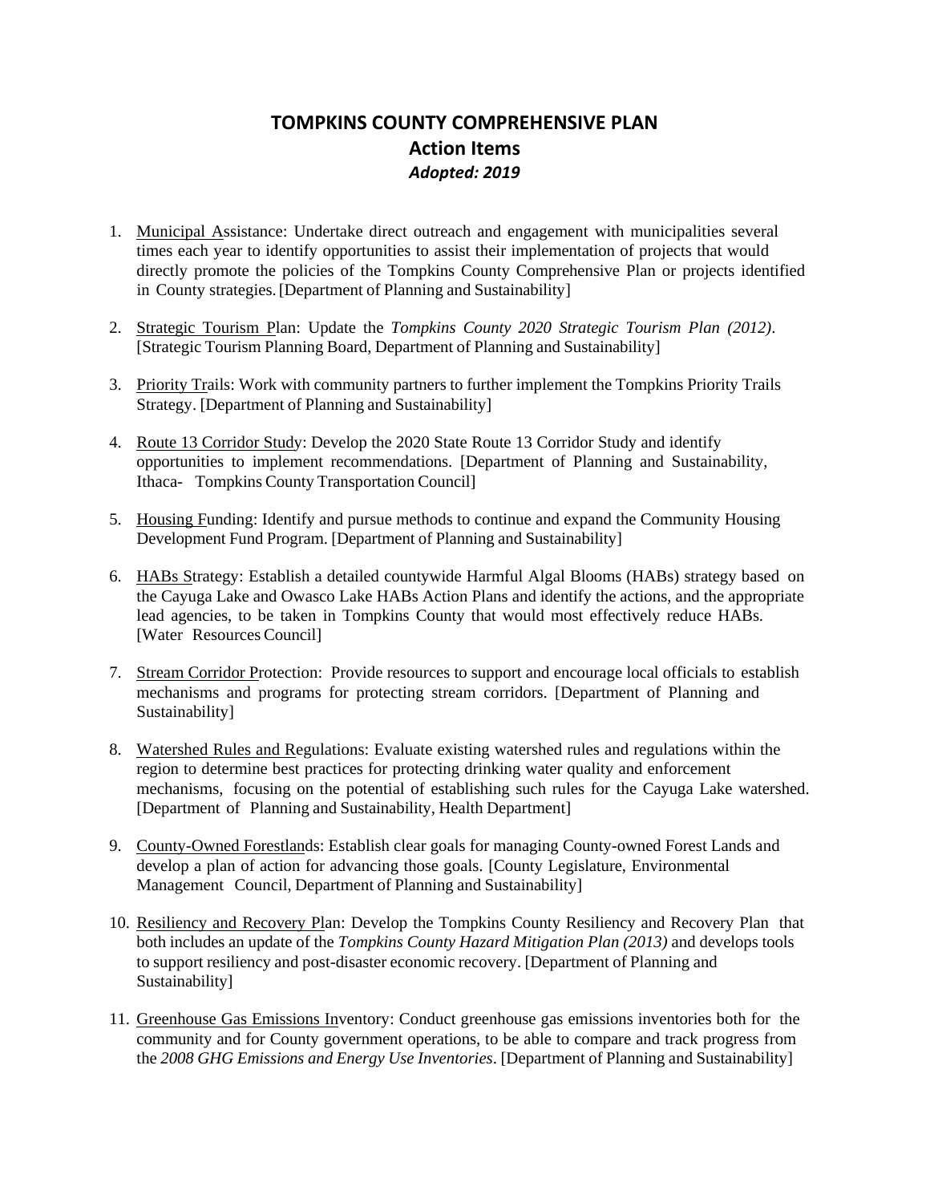# TOMPKINS COUNTY COMPREHENSIVE PLAN
## Action Items
### *Adopted: 2019*

1. Municipal Assistance: Undertake direct outreach and engagement with municipalities several times each year to identify opportunities to assist their implementation of projects that would directly promote the policies of the Tompkins County Comprehensive Plan or projects identified in County strategies. [Department of Planning and Sustainability]

2. Strategic Tourism Plan: Update the *Tompkins County 2020 Strategic Tourism Plan (2012)*. [Strategic Tourism Planning Board, Department of Planning and Sustainability]

3. Priority Trails: Work with community partners to further implement the Tompkins Priority Trails Strategy. [Department of Planning and Sustainability]

4. Route 13 Corridor Study: Develop the 2020 State Route 13 Corridor Study and identify opportunities to implement recommendations. [Department of Planning and Sustainability, Ithaca- Tompkins County Transportation Council]

5. Housing Funding: Identify and pursue methods to continue and expand the Community Housing Development Fund Program. [Department of Planning and Sustainability]

6. HABs Strategy: Establish a detailed countywide Harmful Algal Blooms (HABs) strategy based on the Cayuga Lake and Owasco Lake HABs Action Plans and identify the actions, and the appropriate lead agencies, to be taken in Tompkins County that would most effectively reduce HABs. [Water Resources Council]

7. Stream Corridor Protection: Provide resources to support and encourage local officials to establish mechanisms and programs for protecting stream corridors. [Department of Planning and Sustainability]

8. Watershed Rules and Regulations: Evaluate existing watershed rules and regulations within the region to determine best practices for protecting drinking water quality and enforcement mechanisms, focusing on the potential of establishing such rules for the Cayuga Lake watershed. [Department of Planning and Sustainability, Health Department]

9. County-Owned Forestlands: Establish clear goals for managing County-owned Forest Lands and develop a plan of action for advancing those goals. [County Legislature, Environmental Management Council, Department of Planning and Sustainability]

10. Resiliency and Recovery Plan: Develop the Tompkins County Resiliency and Recovery Plan that both includes an update of the *Tompkins County Hazard Mitigation Plan (2013)* and develops tools to support resiliency and post-disaster economic recovery. [Department of Planning and Sustainability]

11. Greenhouse Gas Emissions Inventory: Conduct greenhouse gas emissions inventories both for the community and for County government operations, to be able to compare and track progress from the *2008 GHG Emissions and Energy Use Inventories*. [Department of Planning and Sustainability]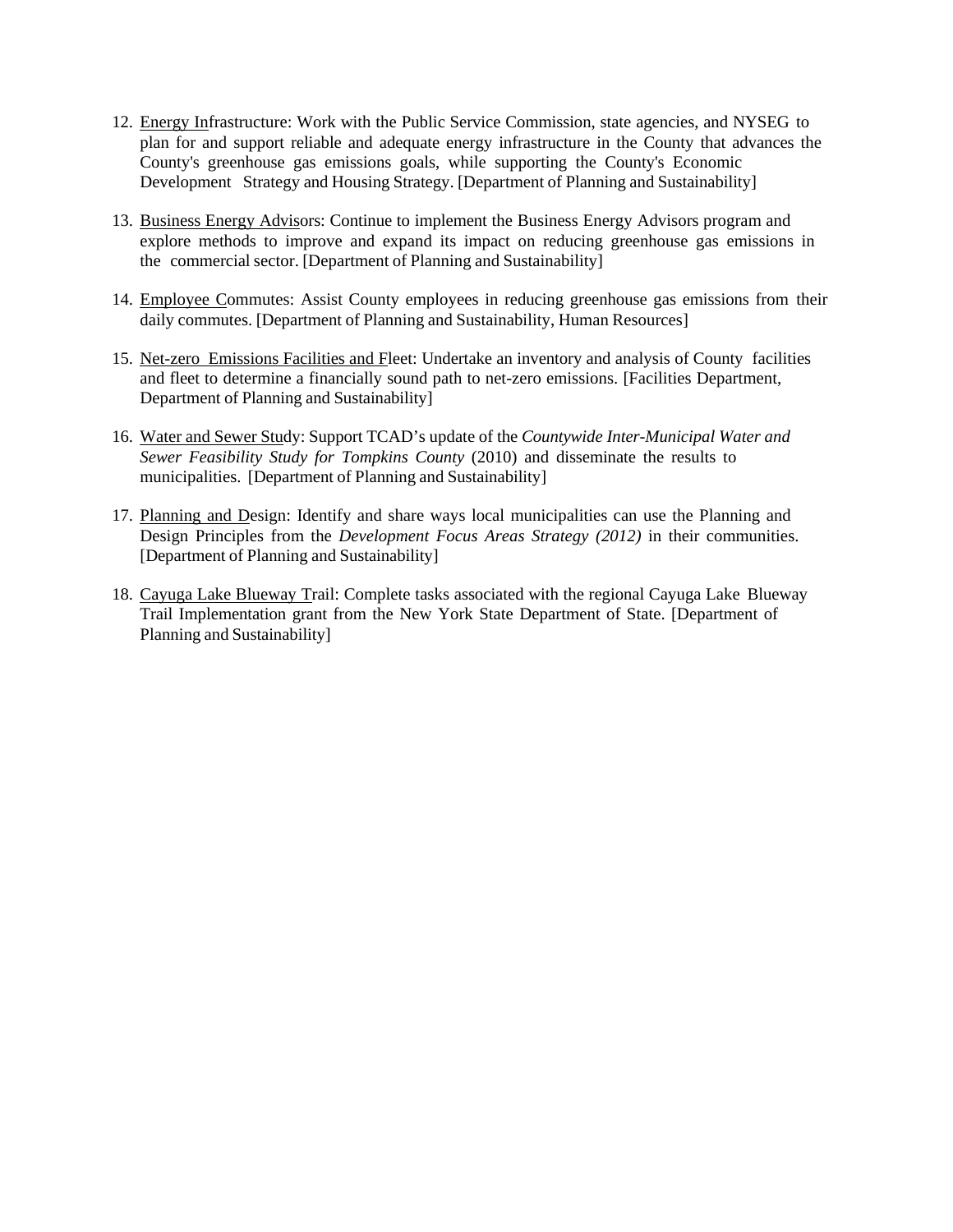12. Energy Infrastructure: Work with the Public Service Commission, state agencies, and NYSEG to plan for and support reliable and adequate energy infrastructure in the County that advances the County's greenhouse gas emissions goals, while supporting the County's Economic Development Strategy and Housing Strategy. [Department of Planning and Sustainability]

13. Business Energy Advisors: Continue to implement the Business Energy Advisors program and explore methods to improve and expand its impact on reducing greenhouse gas emissions in the commercial sector. [Department of Planning and Sustainability]

14. Employee Commutes: Assist County employees in reducing greenhouse gas emissions from their daily commutes. [Department of Planning and Sustainability, Human Resources]

15. Net-zero Emissions Facilities and Fleet: Undertake an inventory and analysis of County facilities and fleet to determine a financially sound path to net-zero emissions. [Facilities Department, Department of Planning and Sustainability]

16. Water and Sewer Study: Support TCAD's update of the *Countywide Inter-Municipal Water and Sewer Feasibility Study for Tompkins County* (2010) and disseminate the results to municipalities. [Department of Planning and Sustainability]

17. Planning and Design: Identify and share ways local municipalities can use the Planning and Design Principles from the *Development Focus Areas Strategy (2012)* in their communities. [Department of Planning and Sustainability]

18. Cayuga Lake Blueway Trail: Complete tasks associated with the regional Cayuga Lake Blueway Trail Implementation grant from the New York State Department of State. [Department of Planning and Sustainability]